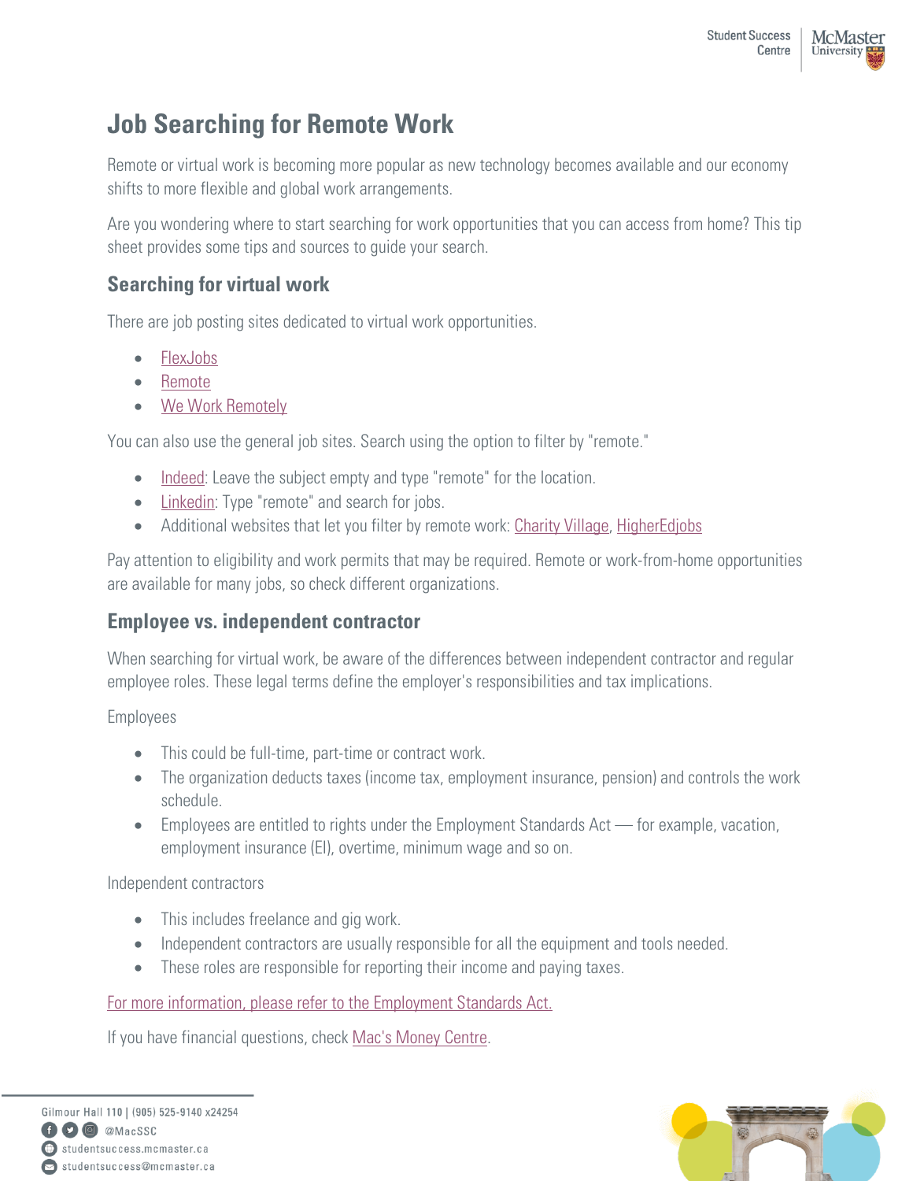# Job Searching for Remote Work

Remote or virtual work is becoming more popular as new technology becomes available and our economy shifts to more flexible and global work arrangements.

Are you wondering where to start searching for work opportunities that you can access from home? This tip sheet provides some tips and sources to guide your search.

## Searching for virtual work

There are job posting sites dedicated to virtual work opportunities.

- FlexJobs
- Remote
- We Work Remotely

You can also use the general job sites. Search using the option to filter by "remote."

- Indeed: Leave the subject empty and type "remote" for the location.
- Linkedin: Type "remote" and search for jobs.
- Additional websites that let you filter by remote work: Charity Village, HigherEdjobs

Pay attention to eligibility and work permits that may be required. Remote or work-from-home opportunities are available for many jobs, so check different organizations.

## Employee vs. independent contractor

When searching for virtual work, be aware of the differences between independent contractor and regular employee roles. These legal terms define the employer's responsibilities and tax implications.

Employees

- This could be full-time, part-time or contract work.
- The organization deducts taxes (income tax, employment insurance, pension) and controls the work schedule.
- Employees are entitled to rights under the Employment Standards Act — for example, vacation, employment insurance (EI), overtime, minimum wage and so on.

Independent contractors

- This includes freelance and gig work.
- Independent contractors are usually responsible for all the equipment and tools needed.
- These roles are responsible for reporting their income and paying taxes.

For more information, please refer to the Employment Standards Act.

If you have financial questions, check Mac's Money Centre.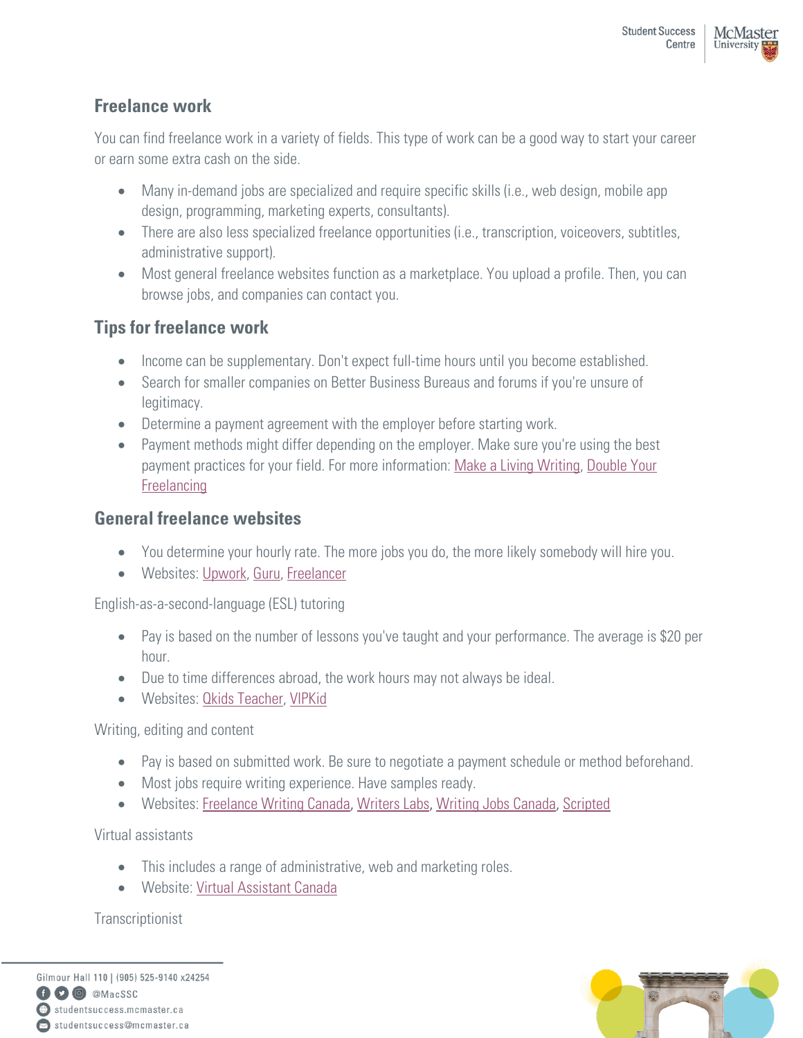## Freelance work

You can find freelance work in a variety of fields. This type of work can be a good way to start your career or earn some extra cash on the side.

- Many in-demand jobs are specialized and require specific skills (i.e., web design, mobile app design, programming, marketing experts, consultants).
- There are also less specialized freelance opportunities (i.e., transcription, voiceovers, subtitles, administrative support).
- Most general freelance websites function as a marketplace. You upload a profile. Then, you can browse jobs, and companies can contact you.

## Tips for freelance work

- Income can be supplementary. Don't expect full-time hours until you become established.
- Search for smaller companies on Better Business Bureaus and forums if you're unsure of legitimacy.
- Determine a payment agreement with the employer before starting work.
- Payment methods might differ depending on the employer. Make sure you're using the best payment practices for your field. For more information: Make a Living Writing, Double Your Freelancing

## General freelance websites

- You determine your hourly rate. The more jobs you do, the more likely somebody will hire you.
- Websites: Upwork, Guru, Freelancer

English-as-a-second-language (ESL) tutoring

- Pay is based on the number of lessons you've taught and your performance. The average is $20 per hour.
- Due to time differences abroad, the work hours may not always be ideal.
- Websites: Qkids Teacher, VIPKid

Writing, editing and content

- Pay is based on submitted work. Be sure to negotiate a payment schedule or method beforehand.
- Most jobs require writing experience. Have samples ready.
- Websites: Freelance Writing Canada, Writers Labs, Writing Jobs Canada, Scripted

Virtual assistants

- This includes a range of administrative, web and marketing roles.
- Website: Virtual Assistant Canada

Transcriptionist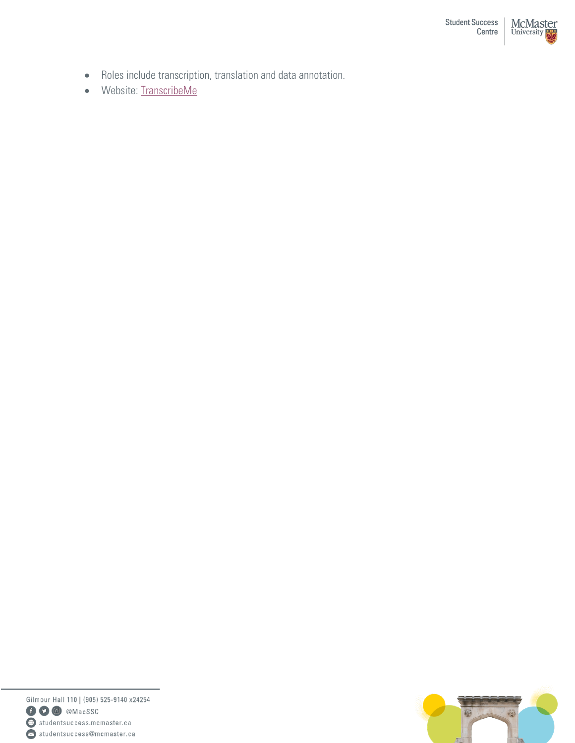- Roles include transcription, translation and data annotation.
- Website: TranscribeMe